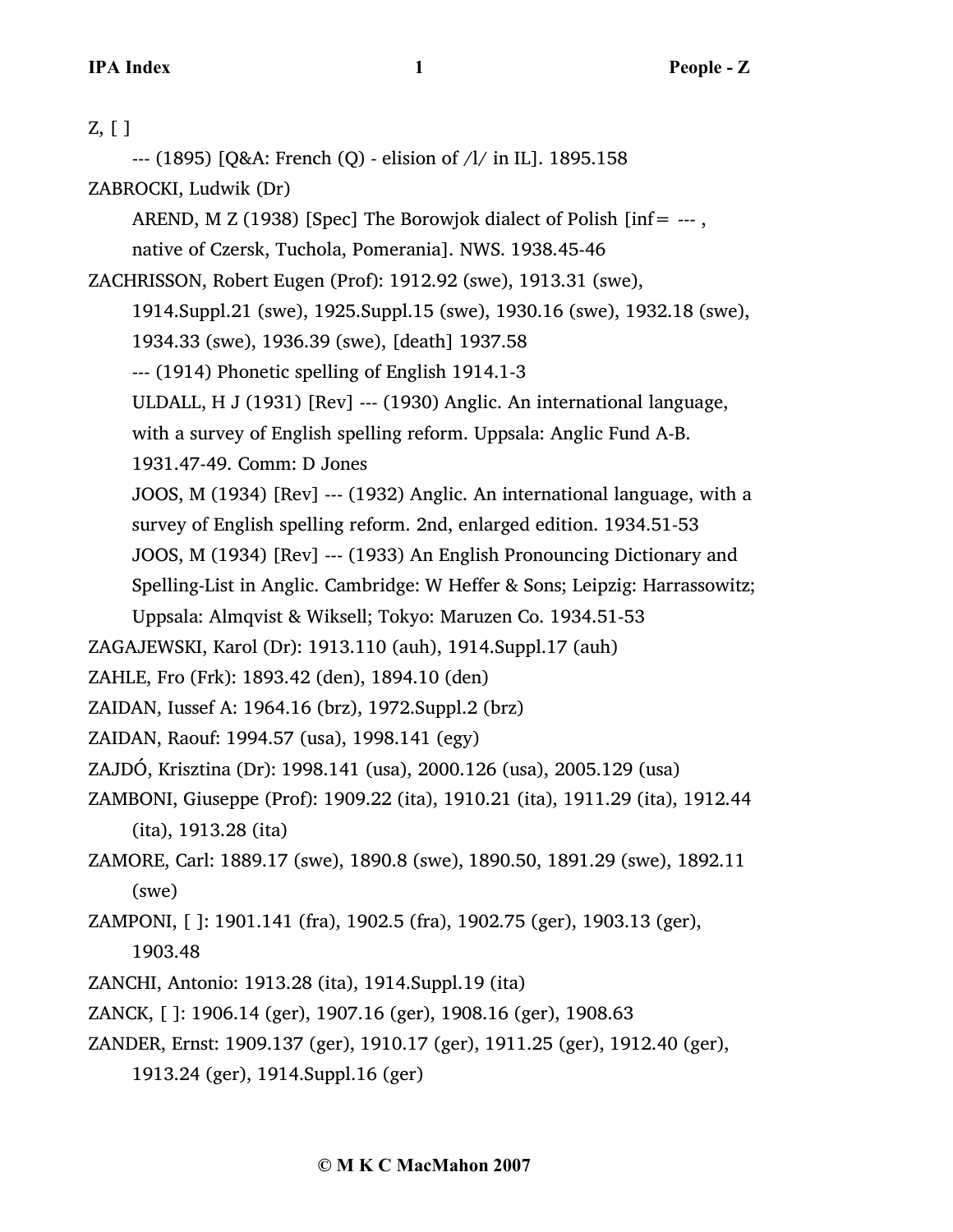Z, [ ]

--- (1895) [Q&A: French (Q) - elision of /l/ in IL]. 1895.158

ZABROCKI, Ludwik (Dr)

AREND, M Z (1938) [Spec] The Borowjok dialect of Polish [inf= --- , native of Czersk, Tuchola, Pomerania]. NWS. 1938.45-46

ZACHRISSON, Robert Eugen (Prof): 1912.92 (swe), 1913.31 (swe), 1914.Suppl.21 (swe), 1925.Suppl.15 (swe), 1930.16 (swe), 1932.18 (swe), 1934.33 (swe), 1936.39 (swe), [death] 1937.58

--- (1914) Phonetic spelling of English 1914.1-3

ULDALL, H J (1931) [Rev] --- (1930) Anglic. An international language, with a survey of English spelling reform. Uppsala: Anglic Fund A-B. 1931.47-49. Comm: D Jones

JOOS, M (1934) [Rev] --- (1932) Anglic. An international language, with a survey of English spelling reform. 2nd, enlarged edition. 1934.51-53

JOOS, M (1934) [Rev] --- (1933) An English Pronouncing Dictionary and Spelling-List in Anglic. Cambridge: W Heffer & Sons; Leipzig: Harrassowitz; Uppsala: Almqvist & Wiksell; Tokyo: Maruzen Co. 1934.51-53

ZAGAJEWSKI, Karol (Dr): 1913.110 (auh), 1914.Suppl.17 (auh)

ZAHLE, Fro (Frk): 1893.42 (den), 1894.10 (den)

ZAIDAN, Iussef A: 1964.16 (brz), 1972.Suppl.2 (brz)

ZAIDAN, Raouf: 1994.57 (usa), 1998.141 (egy)

ZAJDÓ, Krisztina (Dr): 1998.141 (usa), 2000.126 (usa), 2005.129 (usa)

ZAMBONI, Giuseppe (Prof): 1909.22 (ita), 1910.21 (ita), 1911.29 (ita), 1912.44 (ita), 1913.28 (ita)

ZAMORE, Carl: 1889.17 (swe), 1890.8 (swe), 1890.50, 1891.29 (swe), 1892.11 (swe)

ZAMPONI, [ ]: 1901.141 (fra), 1902.5 (fra), 1902.75 (ger), 1903.13 (ger), 1903.48

ZANCHI, Antonio: 1913.28 (ita), 1914.Suppl.19 (ita)

ZANCK, [ ]: 1906.14 (ger), 1907.16 (ger), 1908.16 (ger), 1908.63

ZANDER, Ernst: 1909.137 (ger), 1910.17 (ger), 1911.25 (ger), 1912.40 (ger), 1913.24 (ger), 1914.Suppl.16 (ger)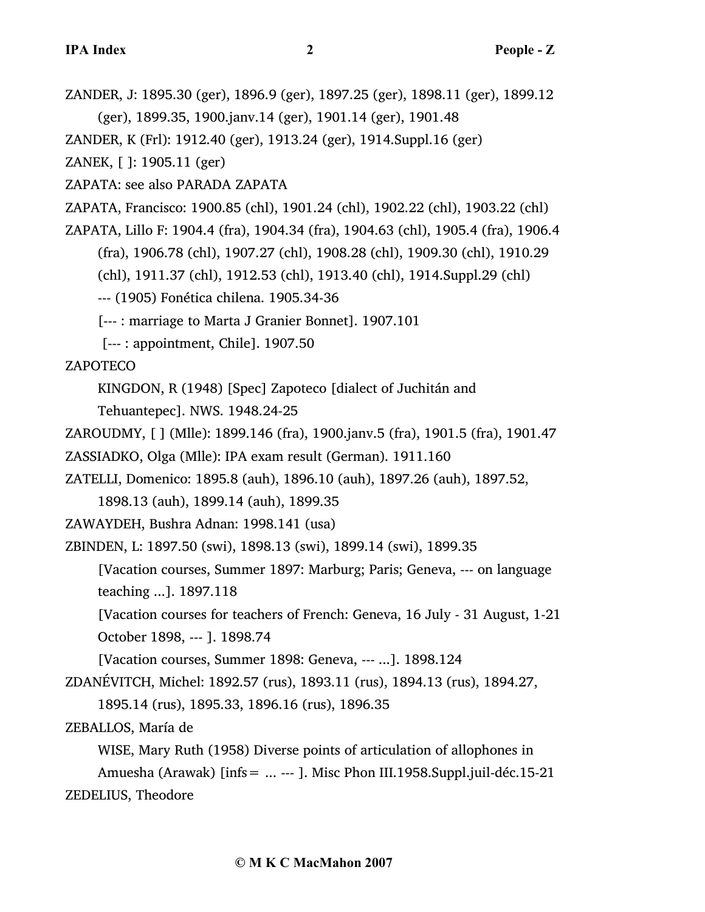ZANDER, J: 1895.30 (ger), 1896.9 (ger), 1897.25 (ger), 1898.11 (ger), 1899.12 (ger), 1899.35, 1900.janv.14 (ger), 1901.14 (ger), 1901.48

ZANDER, K (Frl): 1912.40 (ger), 1913.24 (ger), 1914.Suppl.16 (ger)

ZANEK, [ ]: 1905.11 (ger)

ZAPATA: see also PARADA ZAPATA

ZAPATA, Francisco: 1900.85 (chl), 1901.24 (chl), 1902.22 (chl), 1903.22 (chl)

ZAPATA, Lillo F: 1904.4 (fra), 1904.34 (fra), 1904.63 (chl), 1905.4 (fra), 1906.4 (fra), 1906.78 (chl), 1907.27 (chl), 1908.28 (chl), 1909.30 (chl), 1910.29 (chl), 1911.37 (chl), 1912.53 (chl), 1913.40 (chl), 1914.Suppl.29 (chl)

--- (1905) Fonética chilena. 1905.34-36

[--- : marriage to Marta J Granier Bonnet]. 1907.101

[--- : appointment, Chile]. 1907.50

ZAPOTECO

KINGDON, R (1948) [Spec] Zapoteco [dialect of Juchitán and Tehuantepec]. NWS. 1948.24-25

ZAROUDMY, [ ] (Mlle): 1899.146 (fra), 1900.janv.5 (fra), 1901.5 (fra), 1901.47

ZASSIADKO, Olga (Mlle): IPA exam result (German). 1911.160

ZATELLI, Domenico: 1895.8 (auh), 1896.10 (auh), 1897.26 (auh), 1897.52, 1898.13 (auh), 1899.14 (auh), 1899.35

ZAWAYDEH, Bushra Adnan: 1998.141 (usa)

ZBINDEN, L: 1897.50 (swi), 1898.13 (swi), 1899.14 (swi), 1899.35

[Vacation courses, Summer 1897: Marburg; Paris; Geneva, --- on language teaching ...]. 1897.118

[Vacation courses for teachers of French: Geneva, 16 July - 31 August, 1-21 October 1898, --- ]. 1898.74

[Vacation courses, Summer 1898: Geneva, --- ...]. 1898.124

ZDANÉVITCH, Michel: 1892.57 (rus), 1893.11 (rus), 1894.13 (rus), 1894.27, 1895.14 (rus), 1895.33, 1896.16 (rus), 1896.35

ZEBALLOS, María de

WISE, Mary Ruth (1958) Diverse points of articulation of allophones in Amuesha (Arawak) [infs= ... --- ]. Misc Phon III.1958.Suppl.juil-déc.15-21

ZEDELIUS, Theodore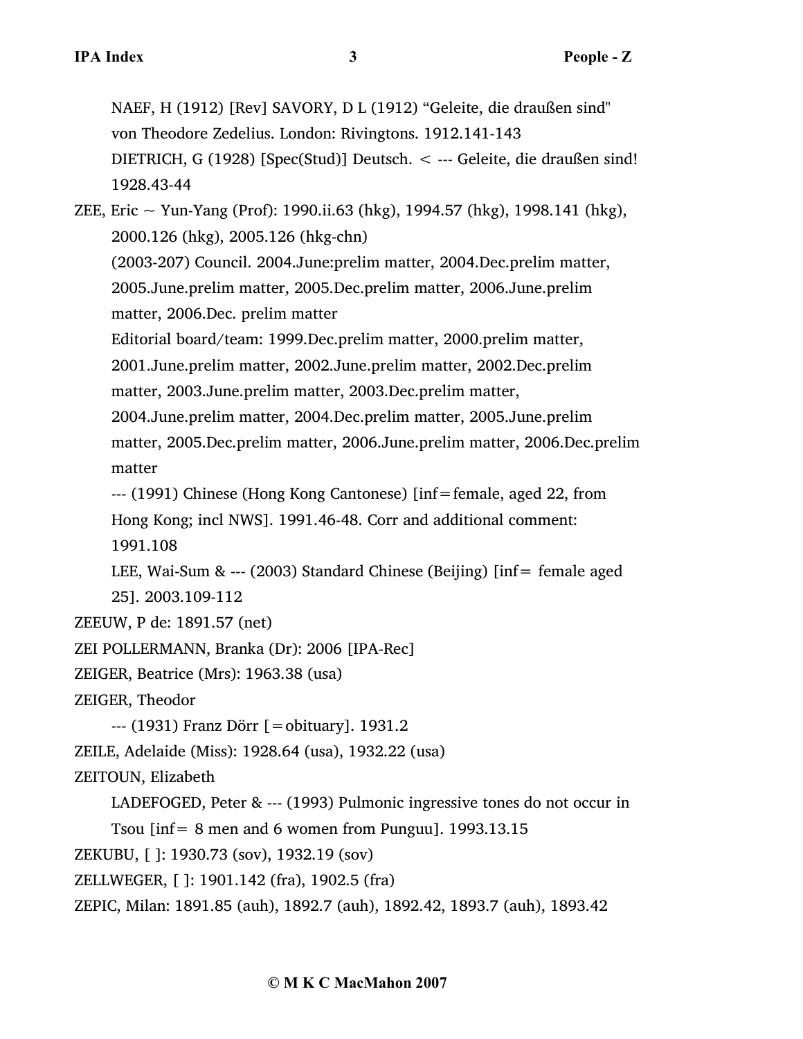NAEF, H (1912) [Rev] SAVORY, D L (1912) “Geleite, die draußen sind" von Theodore Zedelius. London: Rivingtons. 1912.141-143

DIETRICH, G (1928) [Spec(Stud)] Deutsch. < --- Geleite, die draußen sind! 1928.43-44

ZEE, Eric ~ Yun-Yang (Prof): 1990.ii.63 (hkg), 1994.57 (hkg), 1998.141 (hkg), 2000.126 (hkg), 2005.126 (hkg-chn)

(2003-207) Council. 2004.June:prelim matter, 2004.Dec.prelim matter, 2005.June.prelim matter, 2005.Dec.prelim matter, 2006.June.prelim matter, 2006.Dec. prelim matter

Editorial board/team: 1999.Dec.prelim matter, 2000.prelim matter, 2001.June.prelim matter, 2002.June.prelim matter, 2002.Dec.prelim matter, 2003.June.prelim matter, 2003.Dec.prelim matter, 2004.June.prelim matter, 2004.Dec.prelim matter, 2005.June.prelim matter, 2005.Dec.prelim matter, 2006.June.prelim matter, 2006.Dec.prelim matter

--- (1991) Chinese (Hong Kong Cantonese) [inf=female, aged 22, from Hong Kong; incl NWS]. 1991.46-48. Corr and additional comment: 1991.108

LEE, Wai-Sum & --- (2003) Standard Chinese (Beijing) [inf= female aged 25]. 2003.109-112

ZEEUW, P de: 1891.57 (net)

ZEI POLLERMANN, Branka (Dr): 2006 [IPA-Rec]

ZEIGER, Beatrice (Mrs): 1963.38 (usa)

ZEIGER, Theodor

--- (1931) Franz Dörr [=obituary]. 1931.2

ZEILE, Adelaide (Miss): 1928.64 (usa), 1932.22 (usa)

ZEITOUN, Elizabeth

LADEFOGED, Peter & --- (1993) Pulmonic ingressive tones do not occur in Tsou [inf= 8 men and 6 women from Punguu]. 1993.13.15

ZEKUBU, [ ]: 1930.73 (sov), 1932.19 (sov)

ZELLWEGER, [ ]: 1901.142 (fra), 1902.5 (fra)

ZEPIC, Milan: 1891.85 (auh), 1892.7 (auh), 1892.42, 1893.7 (auh), 1893.42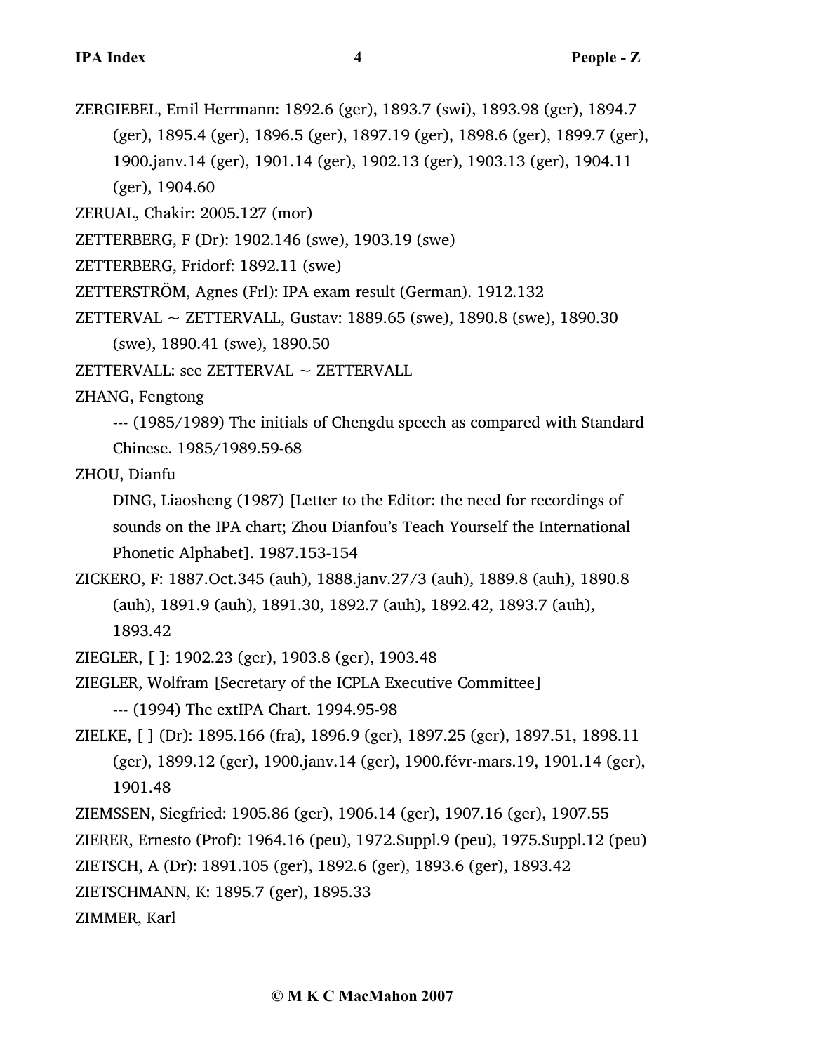ZERGIEBEL, Emil Herrmann: 1892.6 (ger), 1893.7 (swi), 1893.98 (ger), 1894.7 (ger), 1895.4 (ger), 1896.5 (ger), 1897.19 (ger), 1898.6 (ger), 1899.7 (ger), 1900.janv.14 (ger), 1901.14 (ger), 1902.13 (ger), 1903.13 (ger), 1904.11 (ger), 1904.60

ZERUAL, Chakir: 2005.127 (mor)

ZETTERBERG, F (Dr): 1902.146 (swe), 1903.19 (swe)

ZETTERBERG, Fridorf: 1892.11 (swe)

ZETTERSTRÖM, Agnes (Frl): IPA exam result (German). 1912.132

ZETTERVAL ~ ZETTERVALL, Gustav: 1889.65 (swe), 1890.8 (swe), 1890.30 (swe), 1890.41 (swe), 1890.50

ZETTERVALL: see ZETTERVAL ~ ZETTERVALL

ZHANG, Fengtong

--- (1985/1989) The initials of Chengdu speech as compared with Standard Chinese. 1985/1989.59-68

ZHOU, Dianfu

DING, Liaosheng (1987) [Letter to the Editor: the need for recordings of sounds on the IPA chart; Zhou Dianfou's Teach Yourself the International Phonetic Alphabet]. 1987.153-154

ZICKERO, F: 1887.Oct.345 (auh), 1888.janv.27/3 (auh), 1889.8 (auh), 1890.8 (auh), 1891.9 (auh), 1891.30, 1892.7 (auh), 1892.42, 1893.7 (auh), 1893.42

ZIEGLER, [ ]: 1902.23 (ger), 1903.8 (ger), 1903.48

ZIEGLER, Wolfram [Secretary of the ICPLA Executive Committee]

--- (1994) The extIPA Chart. 1994.95-98

ZIELKE, [ ] (Dr): 1895.166 (fra), 1896.9 (ger), 1897.25 (ger), 1897.51, 1898.11 (ger), 1899.12 (ger), 1900.janv.14 (ger), 1900.févr-mars.19, 1901.14 (ger), 1901.48

ZIEMSSEN, Siegfried: 1905.86 (ger), 1906.14 (ger), 1907.16 (ger), 1907.55

ZIERER, Ernesto (Prof): 1964.16 (peu), 1972.Suppl.9 (peu), 1975.Suppl.12 (peu)

ZIETSCH, A (Dr): 1891.105 (ger), 1892.6 (ger), 1893.6 (ger), 1893.42

ZIETSCHMANN, K: 1895.7 (ger), 1895.33

ZIMMER, Karl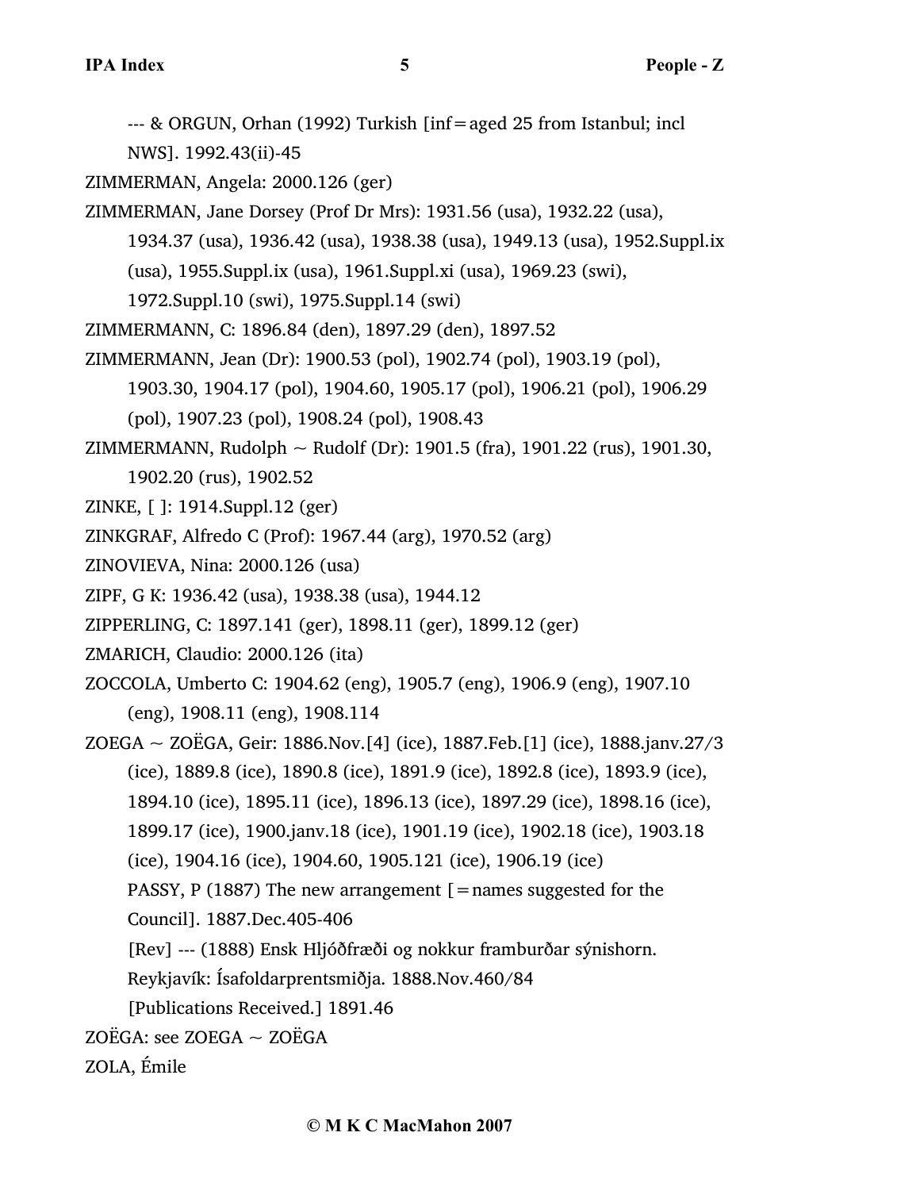--- & ORGUN, Orhan (1992) Turkish [inf=aged 25 from Istanbul; incl NWS]. 1992.43(ii)-45

ZIMMERMAN, Angela: 2000.126 (ger)

ZIMMERMAN, Jane Dorsey (Prof Dr Mrs): 1931.56 (usa), 1932.22 (usa), 1934.37 (usa), 1936.42 (usa), 1938.38 (usa), 1949.13 (usa), 1952.Suppl.ix (usa), 1955.Suppl.ix (usa), 1961.Suppl.xi (usa), 1969.23 (swi), 1972.Suppl.10 (swi), 1975.Suppl.14 (swi)

ZIMMERMANN, C: 1896.84 (den), 1897.29 (den), 1897.52

ZIMMERMANN, Jean (Dr): 1900.53 (pol), 1902.74 (pol), 1903.19 (pol), 1903.30, 1904.17 (pol), 1904.60, 1905.17 (pol), 1906.21 (pol), 1906.29 (pol), 1907.23 (pol), 1908.24 (pol), 1908.43

ZIMMERMANN, Rudolph ~ Rudolf (Dr): 1901.5 (fra), 1901.22 (rus), 1901.30, 1902.20 (rus), 1902.52

ZINKE, [ ]: 1914.Suppl.12 (ger)

ZINKGRAF, Alfredo C (Prof): 1967.44 (arg), 1970.52 (arg)

ZINOVIEVA, Nina: 2000.126 (usa)

ZIPF, G K: 1936.42 (usa), 1938.38 (usa), 1944.12

ZIPPERLING, C: 1897.141 (ger), 1898.11 (ger), 1899.12 (ger)

ZMARICH, Claudio: 2000.126 (ita)

ZOCCOLA, Umberto C: 1904.62 (eng), 1905.7 (eng), 1906.9 (eng), 1907.10 (eng), 1908.11 (eng), 1908.114

ZOEGA ~ ZOËGA, Geir: 1886.Nov.[4] (ice), 1887.Feb.[1] (ice), 1888.janv.27/3 (ice), 1889.8 (ice), 1890.8 (ice), 1891.9 (ice), 1892.8 (ice), 1893.9 (ice), 1894.10 (ice), 1895.11 (ice), 1896.13 (ice), 1897.29 (ice), 1898.16 (ice), 1899.17 (ice), 1900.janv.18 (ice), 1901.19 (ice), 1902.18 (ice), 1903.18 (ice), 1904.16 (ice), 1904.60, 1905.121 (ice), 1906.19 (ice)

PASSY, P (1887) The new arrangement [=names suggested for the Council]. 1887.Dec.405-406

[Rev] --- (1888) Ensk Hljóðfræði og nokkur framburðar sýnishorn. Reykjavík: Ísafoldarprentsmiðja. 1888.Nov.460/84

[Publications Received.] 1891.46

ZOËGA: see ZOEGA ~ ZOËGA

ZOLA, Émile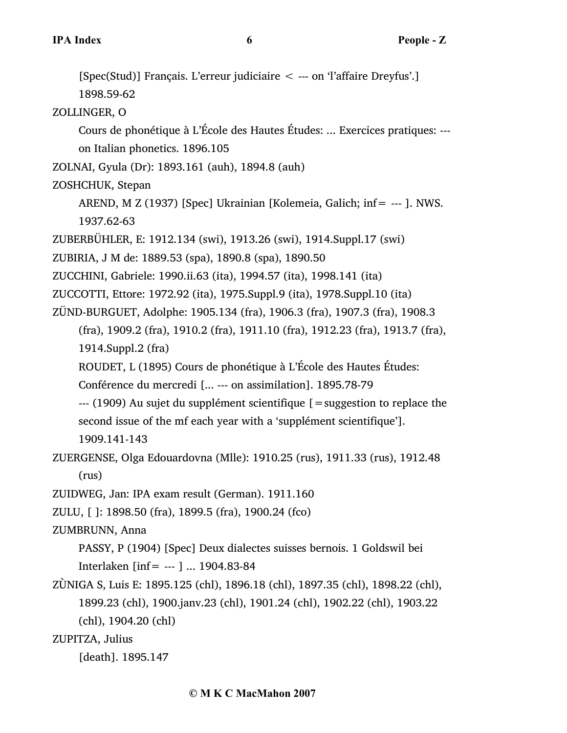[Spec(Stud)] Français. L'erreur judiciaire < --- on 'l'affaire Dreyfus'.] 1898.59-62

ZOLLINGER, O

Cours de phonétique à L'École des Hautes Études: ... Exercices pratiques: --- on Italian phonetics. 1896.105

ZOLNAI, Gyula (Dr): 1893.161 (auh), 1894.8 (auh)

ZOSHCHUK, Stepan

AREND, M Z (1937) [Spec] Ukrainian [Kolemeia, Galich; inf= --- ]. NWS. 1937.62-63

ZUBERBÜHLER, E: 1912.134 (swi), 1913.26 (swi), 1914.Suppl.17 (swi)

ZUBIRIA, J M de: 1889.53 (spa), 1890.8 (spa), 1890.50

ZUCCHINI, Gabriele: 1990.ii.63 (ita), 1994.57 (ita), 1998.141 (ita)

ZUCCOTTI, Ettore: 1972.92 (ita), 1975.Suppl.9 (ita), 1978.Suppl.10 (ita)

ZÜND-BURGUET, Adolphe: 1905.134 (fra), 1906.3 (fra), 1907.3 (fra), 1908.3 (fra), 1909.2 (fra), 1910.2 (fra), 1911.10 (fra), 1912.23 (fra), 1913.7 (fra), 1914.Suppl.2 (fra)

ROUDET, L (1895) Cours de phonétique à L'École des Hautes Études: Conférence du mercredi [... --- on assimilation]. 1895.78-79

--- (1909) Au sujet du supplément scientifique [=suggestion to replace the second issue of the mf each year with a 'supplément scientifique']. 1909.141-143

ZUERGENSE, Olga Edouardovna (Mlle): 1910.25 (rus), 1911.33 (rus), 1912.48 (rus)

ZUIDWEG, Jan: IPA exam result (German). 1911.160

ZULU, [ ]: 1898.50 (fra), 1899.5 (fra), 1900.24 (fco)

ZUMBRUNN, Anna

PASSY, P (1904) [Spec] Deux dialectes suisses bernois. 1 Goldswil bei Interlaken [inf= --- ] ... 1904.83-84

ZÙNIGA S, Luis E: 1895.125 (chl), 1896.18 (chl), 1897.35 (chl), 1898.22 (chl), 1899.23 (chl), 1900.janv.23 (chl), 1901.24 (chl), 1902.22 (chl), 1903.22 (chl), 1904.20 (chl)

ZUPITZA, Julius

[death]. 1895.147

**© M K C MacMahon 2007**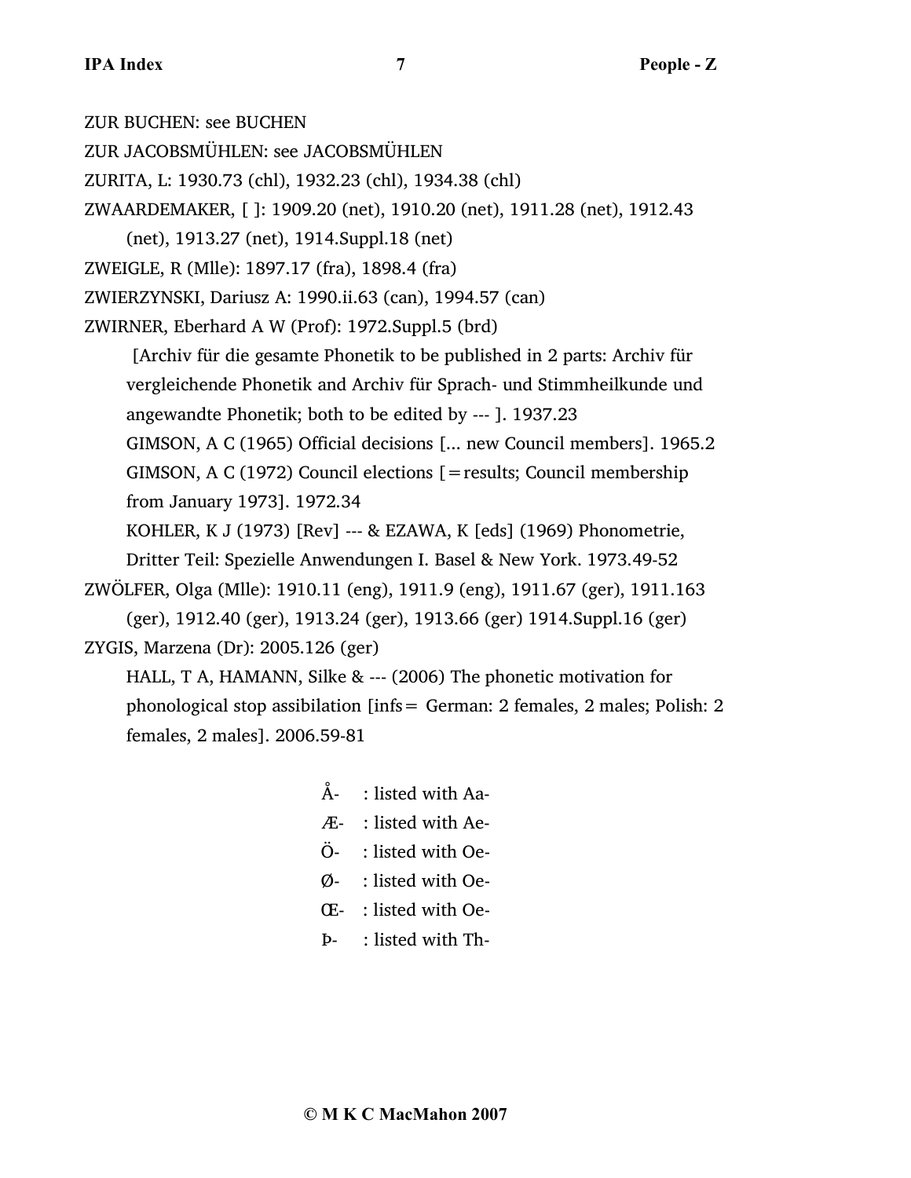ZUR BUCHEN: see BUCHEN

ZUR JACOBSMÜHLEN: see JACOBSMÜHLEN

ZURITA, L: 1930.73 (chl), 1932.23 (chl), 1934.38 (chl)

ZWAARDEMAKER, [ ]: 1909.20 (net), 1910.20 (net), 1911.28 (net), 1912.43 (net), 1913.27 (net), 1914.Suppl.18 (net)

ZWEIGLE, R (Mlle): 1897.17 (fra), 1898.4 (fra)

ZWIERZYNSKI, Dariusz A: 1990.ii.63 (can), 1994.57 (can)

ZWIRNER, Eberhard A W (Prof): 1972.Suppl.5 (brd)

[Archiv für die gesamte Phonetik to be published in 2 parts: Archiv für vergleichende Phonetik and Archiv für Sprach- und Stimmheilkunde und angewandte Phonetik; both to be edited by --- ]. 1937.23

GIMSON, A C (1965) Official decisions [... new Council members]. 1965.2

GIMSON, A C (1972) Council elections [=results; Council membership from January 1973]. 1972.34

KOHLER, K J (1973) [Rev] --- & EZAWA, K [eds] (1969) Phonometrie, Dritter Teil: Spezielle Anwendungen I. Basel & New York. 1973.49-52

ZWÖLFER, Olga (Mlle): 1910.11 (eng), 1911.9 (eng), 1911.67 (ger), 1911.163 (ger), 1912.40 (ger), 1913.24 (ger), 1913.66 (ger) 1914.Suppl.16 (ger)

ZYGIS, Marzena (Dr): 2005.126 (ger)

HALL, T A, HAMANN, Silke & --- (2006) The phonetic motivation for phonological stop assibilation [infs= German: 2 females, 2 males; Polish: 2 females, 2 males]. 2006.59-81

Å- : listed with Aa-

Æ- : listed with Ae-

Ö- : listed with Oe-

Ø- : listed with Oe-

Œ- : listed with Oe-

Þ- : listed with Th-

© M K C MacMahon 2007